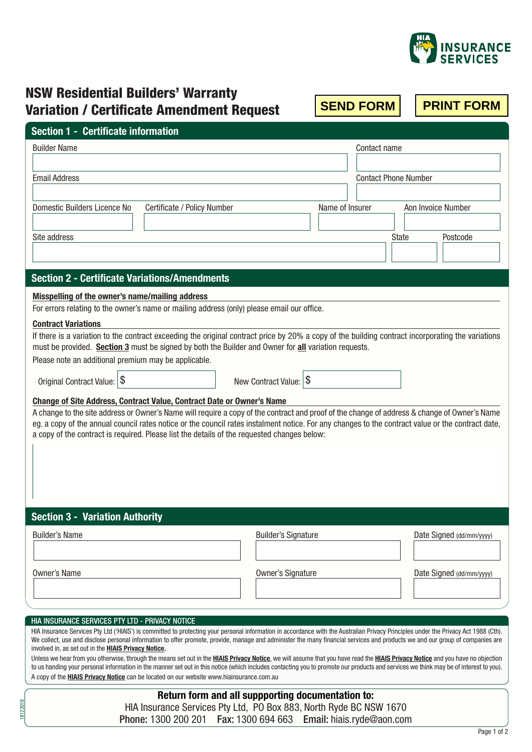# NSW Residential Builders' Warranty Variation / Certificate Amendment Request

SEND FORM | PRINT FORM

## Section 1 - Certificate information

| Builder Name | Contact name |
| --- | --- |
| | |

| Email Address | Contact Phone Number |
| --- | --- |
| | |

| Domestic Builders Licence No | Certificate / Policy Number | Name of Insurer | Aon Invoice Number |
| --- | --- | --- | --- |
| | | | |

| Site address | State | Postcode |
| --- | --- | --- |
| | | |

## Section 2 - Certificate Variations/Amendments

**Misspelling of the owner's name/mailing address**

For errors relating to the owner's name or mailing address (only) please email our office.

**Contract Variations**

If there is a variation to the contract exceeding the original contract price by 20% a copy of the building contract incorporating the variations must be provided. **Section 3** must be signed by both the Builder and Owner for **all** variation requests.

Please note an additional premium may be applicable.

Original Contract Value: $ &nbsp;&nbsp;&nbsp;&nbsp; New Contract Value: $

**Change of Site Address, Contract Value, Contract Date or Owner's Name**

A change to the site address or Owner's Name will require a copy of the contract and proof of the change of address & change of Owner's Name eg. a copy of the annual council rates notice or the council rates instalment notice. For any changes to the contract value or the contract date, a copy of the contract is required. Please list the details of the requested changes below:

## Section 3 - Variation Authority

| Builder's Name | Builder's Signature | Date Signed (dd/mm/yyyy) |
| --- | --- | --- |
| | | |

| Owner's Name | Owner's Signature | Date Signed (dd/mm/yyyy) |
| --- | --- | --- |
| | | |

### HIA INSURANCE SERVICES PTY LTD - PRIVACY NOTICE

HIA Insurance Services Pty Ltd ('HIAIS') is committed to protecting your personal information in accordance with the Australian Privacy Principles under the Privacy Act 1988 (Cth). We collect, use and disclose personal information to offer promote, provide, manage and administer the many financial services and products we and our group of companies are involved in, as set out in the **HIAIS Privacy Notice.**

Unless we hear from you otherwise, through the means set out in the **HIAIS Privacy Notice**, we will assume that you have read the **HIAIS Privacy Notice** and you have no objection to us handing your personal information in the manner set out in this notice (which includes contacting you to promote our products and services we think may be of interest to you). A copy of the **HIAIS Privacy Notice** can be located on our website www.hiainsurance.com.au

**Return form and all suppporting documentation to:**

HIA Insurance Services Pty Ltd, PO Box 883, North Ryde BC NSW 1670

**Phone:** 1300 200 201 **Fax:** 1300 694 663 **Email:** hiais.ryde@aon.com

18122018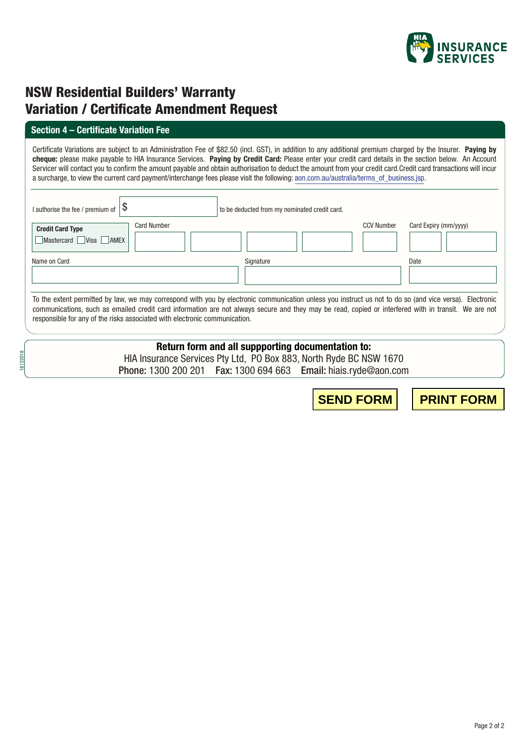INSURANCE SERVICES

# NSW Residential Builders' Warranty
# Variation / Certificate Amendment Request

## Section 4 – Certificate Variation Fee

Certificate Variations are subject to an Administration Fee of $82.50 (incl. GST), in addition to any additional premium charged by the Insurer. **Paying by cheque:** please make payable to HIA Insurance Services. **Paying by Credit Card:** Please enter your credit card details in the section below. An Account Servicer will contact you to confirm the amount payable and obtain authorisation to deduct the amount from your credit card.Credit card transactions will incur a surcharge, to view the current card payment/interchange fees please visit the following: aon.com.au/australia/terms_of_business.jsp.

I authorise the fee / premium of $ ______________ to be deducted from my nominated credit card.

**Credit Card Type**

☐ Mastercard ☐ Visa ☐ AMEX

Card Number ______ ______ ______ ______

CCV Number ______

Card Expiry (mm/yyyy) ______ ______

Name on Card ______________

Signature ______________

Date ______________

To the extent permitted by law, we may correspond with you by electronic communication unless you instruct us not to do so (and vice versa). Electronic communications, such as emailed credit card information are not always secure and they may be read, copied or interfered with in transit. We are not responsible for any of the risks associated with electronic communication.

**Return form and all suppporting documentation to:**
HIA Insurance Services Pty Ltd, PO Box 883, North Ryde BC NSW 1670
**Phone:** 1300 200 201 **Fax:** 1300 694 663 **Email:** hiais.ryde@aon.com

18122018

SEND FORM PRINT FORM